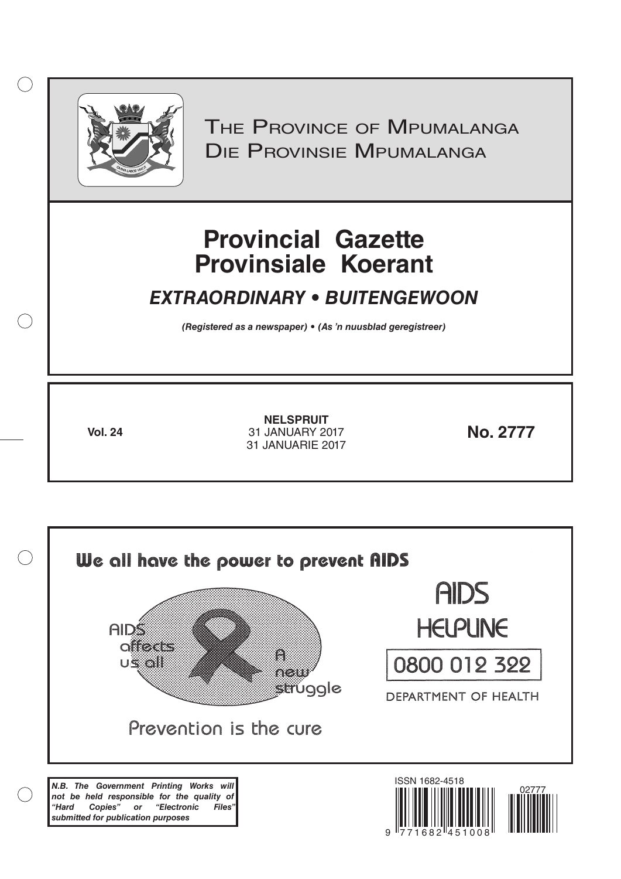# The Province of Mpumalanga
# Die Provinsie Mpumalanga

# Provincial Gazette
# Provinsiale Koerant

## *EXTRAORDINARY • BUITENGEWOON*

***(Registered as a newspaper) • (As 'n nuusblad geregistreer)***

**Vol. 24**

**NELSPRUIT**
31 JANUARY 2017
31 JANUARIE 2017

**No. 2777**

We all have the power to prevent AIDS

AIDS affects us all

A new struggle

Prevention is the cure

AIDS HELPLINE

0800 012 322

DEPARTMENT OF HEALTH

***N.B. The Government Printing Works will not be held responsible for the quality of "Hard Copies" or "Electronic Files" submitted for publication purposes***

ISSN 1682-4518

02777

9 771682 451008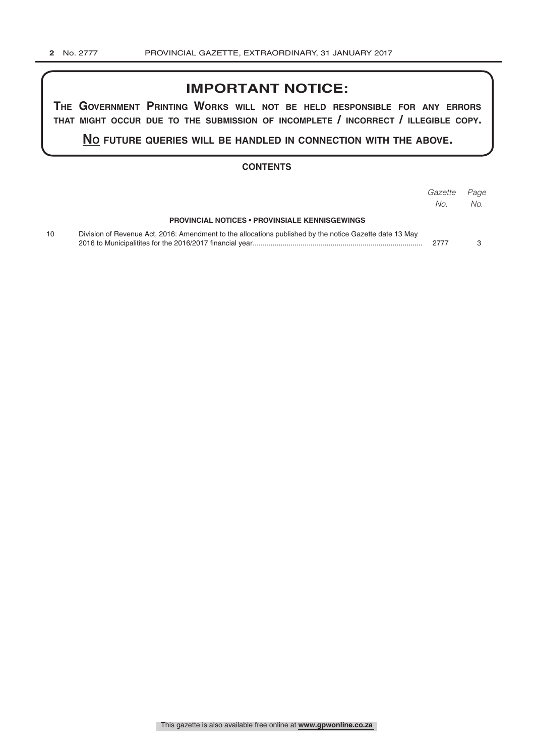## IMPORTANT NOTICE:

**THE GOVERNMENT PRINTING WORKS WILL NOT BE HELD RESPONSIBLE FOR ANY ERRORS THAT MIGHT OCCUR DUE TO THE SUBMISSION OF INCOMPLETE / INCORRECT / ILLEGIBLE COPY.**

**NO FUTURE QUERIES WILL BE HANDLED IN CONNECTION WITH THE ABOVE.**

### CONTENTS

| | | *Gazette No.* | *Page No.* |
|---|---|---|---|
| | **PROVINCIAL NOTICES • PROVINSIALE KENNISGEWINGS** | | |
| 10 | Division of Revenue Act, 2016: Amendment to the allocations published by the notice Gazette date 13 May 2016 to Municipalitites for the 2016/2017 financial year | 2777 | 3 |

This gazette is also available free online at **www.gpwonline.co.za**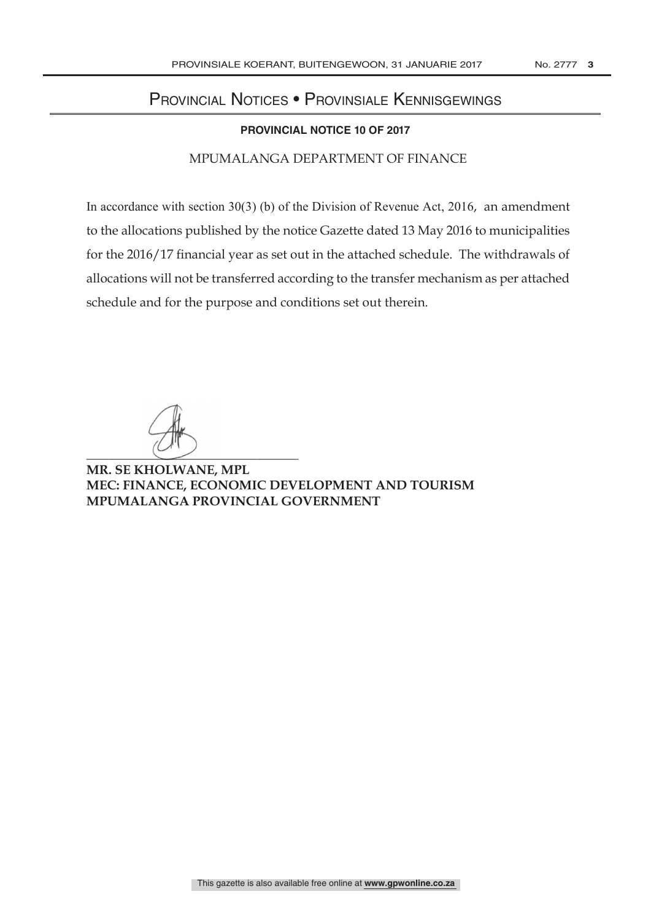# Provincial Notices • Provinsiale Kennisgewings

## PROVINCIAL NOTICE 10 OF 2017

MPUMALANGA DEPARTMENT OF FINANCE

In accordance with section 30(3) (b) of the Division of Revenue Act, 2016, an amendment to the allocations published by the notice Gazette dated 13 May 2016 to municipalities for the 2016/17 financial year as set out in the attached schedule. The withdrawals of allocations will not be transferred according to the transfer mechanism as per attached schedule and for the purpose and conditions set out therein.

**MR. SE KHOLWANE, MPL**
**MEC: FINANCE, ECONOMIC DEVELOPMENT AND TOURISM**
**MPUMALANGA PROVINCIAL GOVERNMENT**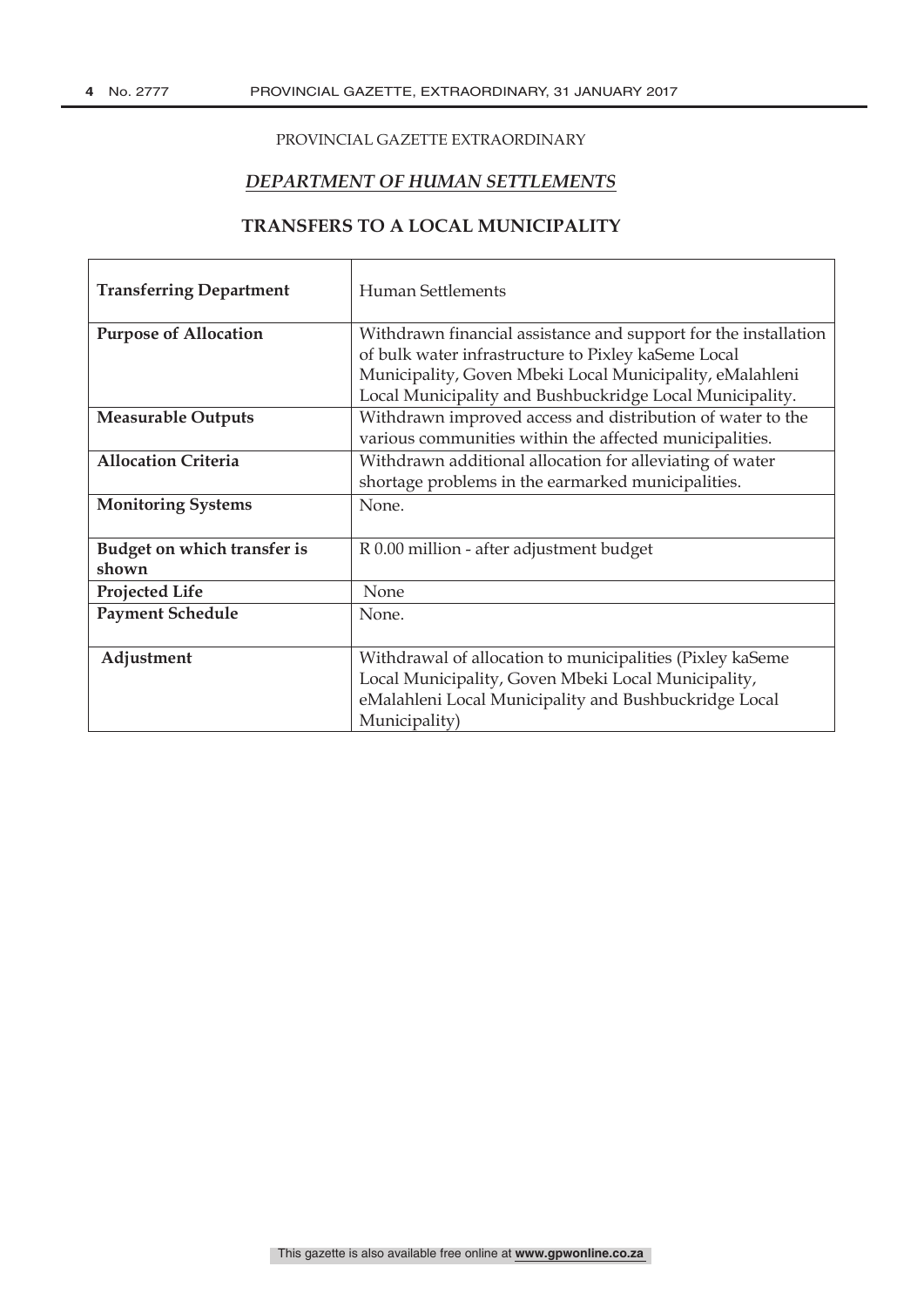PROVINCIAL GAZETTE EXTRAORDINARY

## *DEPARTMENT OF HUMAN SETTLEMENTS*

## TRANSFERS TO A LOCAL MUNICIPALITY

| **Transferring Department** | Human Settlements |
|---|---|
| **Purpose of Allocation** | Withdrawn financial assistance and support for the installation of bulk water infrastructure to Pixley kaSeme Local Municipality, Goven Mbeki Local Municipality, eMalahleni Local Municipality and Bushbuckridge Local Municipality. |
| **Measurable Outputs** | Withdrawn improved access and distribution of water to the various communities within the affected municipalities. |
| **Allocation Criteria** | Withdrawn additional allocation for alleviating of water shortage problems in the earmarked municipalities. |
| **Monitoring Systems** | None. |
| **Budget on which transfer is shown** | R 0.00 million - after adjustment budget |
| **Projected Life** | None |
| **Payment Schedule** | None. |
| **Adjustment** | Withdrawal of allocation to municipalities (Pixley kaSeme Local Municipality, Goven Mbeki Local Municipality, eMalahleni Local Municipality and Bushbuckridge Local Municipality) |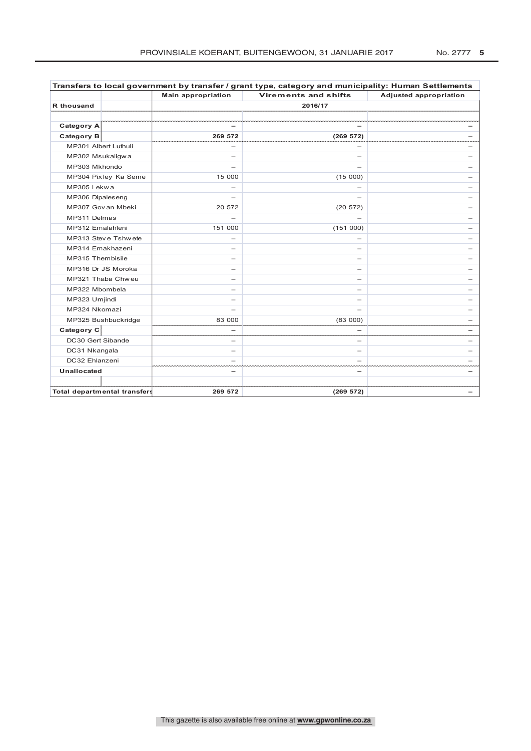| Transfers to local government by transfer / grant type, category and municipality: Human Settlements | Main appropriation | Virements and shifts | Adjusted appropriation |
|---|---|---|---|
| R thousand | 2016/17 | | |
| | | | |
| **Category A** | **–** | **–** | **–** |
| **Category B** | **269 572** | **(269 572)** | **–** |
| MP301 Albert Luthuli | – | – | – |
| MP302 Msukaligwa | – | – | – |
| MP303 Mkhondo | – | – | – |
| MP304 Pixley Ka Seme | 15 000 | (15 000) | – |
| MP305 Lekwa | – | – | – |
| MP306 Dipaleseng | – | – | – |
| MP307 Govan Mbeki | 20 572 | (20 572) | – |
| MP311 Delmas | – | – | – |
| MP312 Emalahleni | 151 000 | (151 000) | – |
| MP313 Steve Tshwete | – | – | – |
| MP314 Emakhazeni | – | – | – |
| MP315 Thembisile | – | – | – |
| MP316 Dr JS Moroka | – | – | – |
| MP321 Thaba Chweu | – | – | – |
| MP322 Mbombela | – | – | – |
| MP323 Umjindi | – | – | – |
| MP324 Nkomazi | – | – | – |
| MP325 Bushbuckridge | 83 000 | (83 000) | – |
| **Category C** | **–** | **–** | **–** |
| DC30 Gert Sibande | – | – | – |
| DC31 Nkangala | – | – | – |
| DC32 Ehlanzeni | – | – | – |
| **Unallocated** | **–** | **–** | **–** |
| | | | |
| **Total departmental transfers** | **269 572** | **(269 572)** | **–** |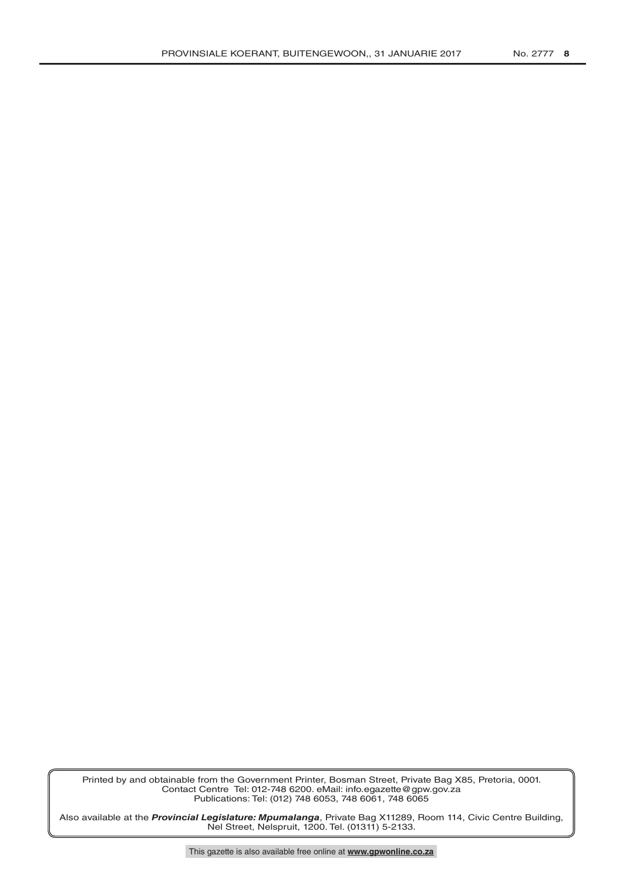Printed by and obtainable from the Government Printer, Bosman Street, Private Bag X85, Pretoria, 0001.
Contact Centre Tel: 012-748 6200. eMail: info.egazette@gpw.gov.za
Publications: Tel: (012) 748 6053, 748 6061, 748 6065

Also available at the ***Provincial Legislature: Mpumalanga***, Private Bag X11289, Room 114, Civic Centre Building, Nel Street, Nelspruit, 1200. Tel. (01311) 5-2133.

This gazette is also available free online at **www.gpwonline.co.za**